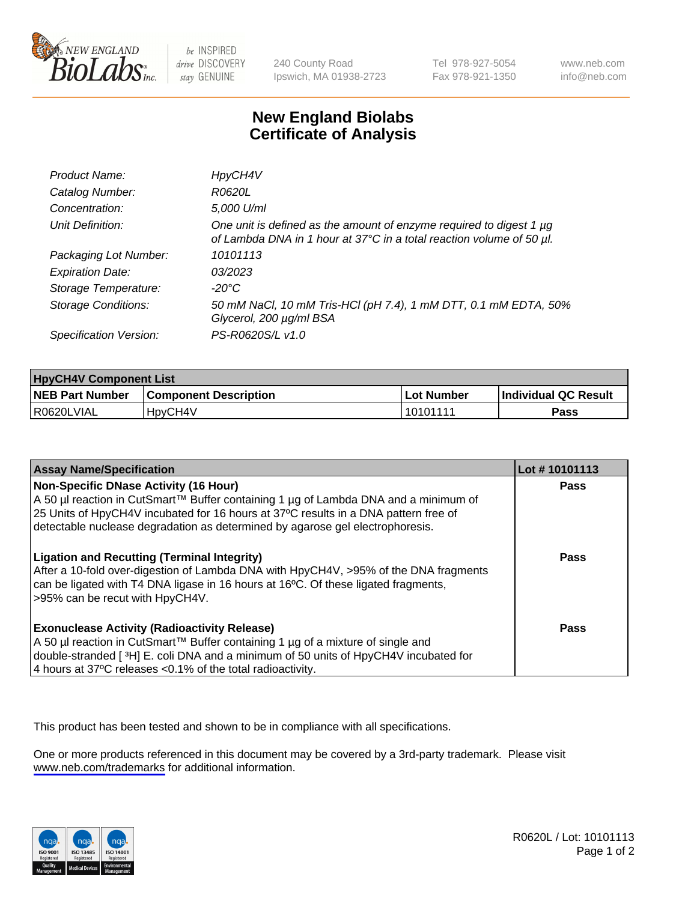240 County Road
Ipswich, MA 01938-2723

Tel 978-927-5054
Fax 978-921-1350

www.neb.com
info@neb.com

# New England Biolabs
# Certificate of Analysis

| | |
|---|---|
| *Product Name:* | *HpyCH4V* |
| *Catalog Number:* | *R0620L* |
| *Concentration:* | *5,000 U/ml* |
| *Unit Definition:* | *One unit is defined as the amount of enzyme required to digest 1 µg of Lambda DNA in 1 hour at 37°C in a total reaction volume of 50 µl.* |
| *Packaging Lot Number:* | *10101113* |
| *Expiration Date:* | *03/2023* |
| *Storage Temperature:* | *-20°C* |
| *Storage Conditions:* | *50 mM NaCl, 10 mM Tris-HCl (pH 7.4), 1 mM DTT, 0.1 mM EDTA, 50% Glycerol, 200 µg/ml BSA* |
| *Specification Version:* | *PS-R0620S/L v1.0* |

| **HpyCH4V Component List** | | | |
|---|---|---|---|
| **NEB Part Number** | **Component Description** | **Lot Number** | **Individual QC Result** |
| R0620LVIAL | HpyCH4V | 10101111 | **Pass** |

| **Assay Name/Specification** | **Lot # 10101113** |
|---|---|
| **Non-Specific DNase Activity (16 Hour)** A 50 µl reaction in CutSmart™ Buffer containing 1 µg of Lambda DNA and a minimum of 25 Units of HpyCH4V incubated for 16 hours at 37ºC results in a DNA pattern free of detectable nuclease degradation as determined by agarose gel electrophoresis. | **Pass** |
| **Ligation and Recutting (Terminal Integrity)** After a 10-fold over-digestion of Lambda DNA with HpyCH4V, >95% of the DNA fragments can be ligated with T4 DNA ligase in 16 hours at 16ºC. Of these ligated fragments, >95% can be recut with HpyCH4V. | **Pass** |
| **Exonuclease Activity (Radioactivity Release)** A 50 µl reaction in CutSmart™ Buffer containing 1 µg of a mixture of single and double-stranded [ $^{3}$H] E. coli DNA and a minimum of 50 units of HpyCH4V incubated for 4 hours at 37ºC releases <0.1% of the total radioactivity. | **Pass** |

This product has been tested and shown to be in compliance with all specifications.

One or more products referenced in this document may be covered by a 3rd-party trademark. Please visit www.neb.com/trademarks for additional information.

R0620L / Lot: 10101113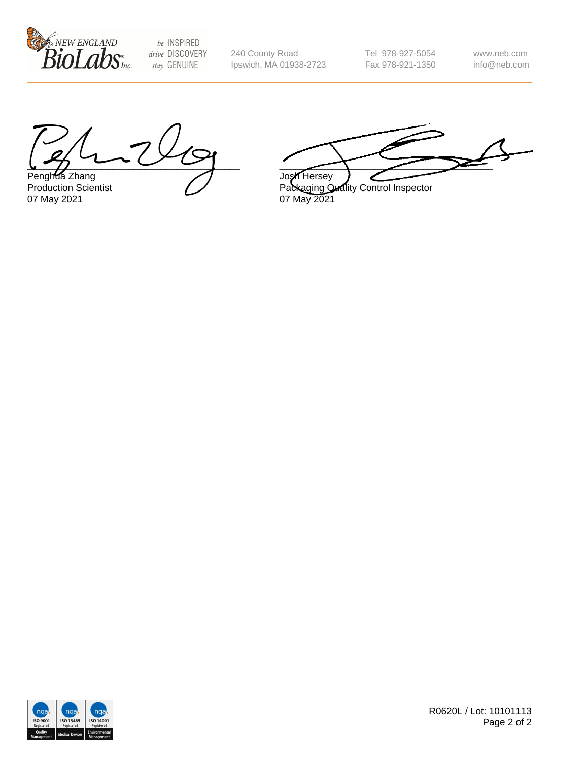NEW ENGLAND BioLabs Inc.

be INSPIRED drive DISCOVERY stay GENUINE

240 County Road
Ipswich, MA 01938-2723

Tel 978-927-5054
Fax 978-921-1350

www.neb.com
info@neb.com

Penghua Zhang
Production Scientist
07 May 2021

Josh Hersey
Packaging Quality Control Inspector
07 May 2021

R0620L / Lot: 10101113